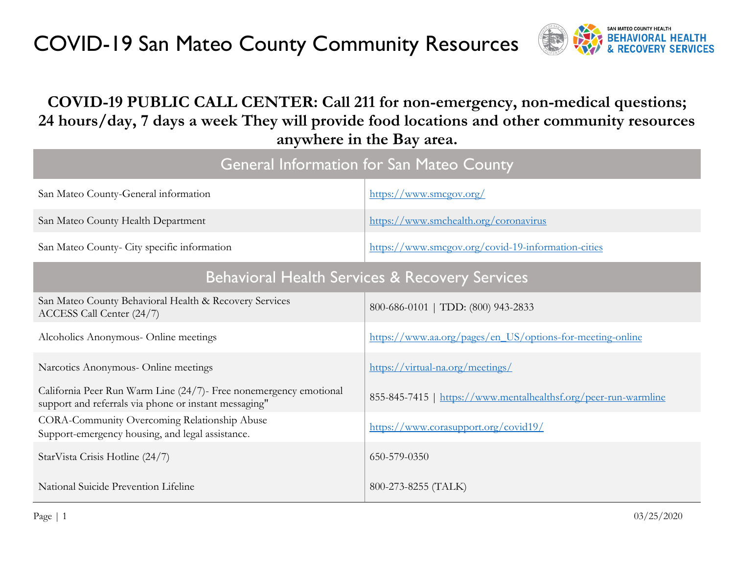# COVID-19 San Mateo County Community Resources

**COVID-19 PUBLIC CALL CENTER: Call 211 for non-emergency, non-medical questions; 24 hours/day, 7 days a week They will provide food locations and other community resources anywhere in the Bay area.**

| General Information for San Mateo County | |
|---|---|
| San Mateo County-General information | https://www.smcgov.org/ |
| San Mateo County Health Department | https://www.smchealth.org/coronavirus |
| San Mateo County- City specific information | https://www.smcgov.org/covid-19-information-cities |
| **Behavioral Health Services & Recovery Services** | |
| San Mateo County Behavioral Health & Recovery Services ACCESS Call Center (24/7) | 800-686-0101 \| TDD: (800) 943-2833 |
| Alcoholics Anonymous- Online meetings | https://www.aa.org/pages/en_US/options-for-meeting-online |
| Narcotics Anonymous- Online meetings | https://virtual-na.org/meetings/ |
| California Peer Run Warm Line (24/7)- Free nonemergency emotional support and referrals via phone or instant messaging" | 855-845-7415 \| https://www.mentalhealthsf.org/peer-run-warmline |
| CORA-Community Overcoming Relationship Abuse Support-emergency housing, and legal assistance. | https://www.corasupport.org/covid19/ |
| StarVista Crisis Hotline (24/7) | 650-579-0350 |
| National Suicide Prevention Lifeline | 800-273-8255 (TALK) |

03/25/2020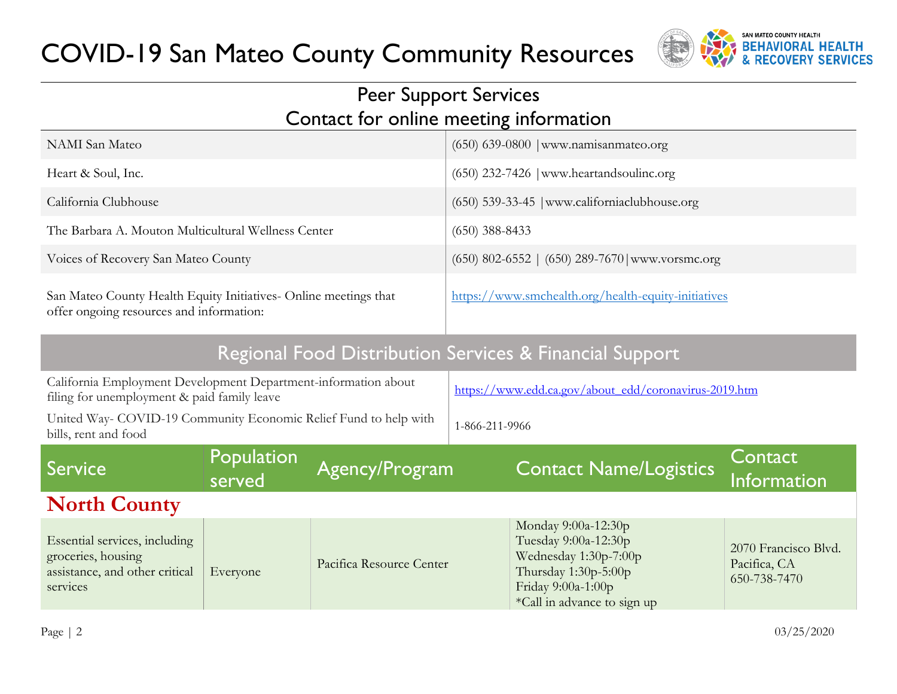# COVID-19 San Mateo County Community Resources

## Peer Support Services
## Contact for online meeting information

| | |
|---|---|
| NAMI San Mateo | (650) 639-0800 \|www.namisanmateo.org |
| Heart & Soul, Inc. | (650) 232-7426 \|www.heartandsoulinc.org |
| California Clubhouse | (650) 539-33-45 \|www.californiaclubhouse.org |
| The Barbara A. Mouton Multicultural Wellness Center | (650) 388-8433 |
| Voices of Recovery San Mateo County | (650) 802-6552 \| (650) 289-7670\|www.vorsmc.org |
| San Mateo County Health Equity Initiatives- Online meetings that offer ongoing resources and information: | https://www.smchealth.org/health-equity-initiatives |

## Regional Food Distribution Services & Financial Support

| | |
|---|---|
| California Employment Development Department-information about filing for unemployment & paid family leave | https://www.edd.ca.gov/about_edd/coronavirus-2019.htm |
| United Way- COVID-19 Community Economic Relief Fund to help with bills, rent and food | 1-866-211-9966 |

| Service | Population served | Agency/Program | Contact Name/Logistics | Contact Information |
|---|---|---|---|---|
| **North County** | | | | |
| Essential services, including groceries, housing assistance, and other critical services | Everyone | Pacifica Resource Center | Monday 9:00a-12:30p<br>Tuesday 9:00a-12:30p<br>Wednesday 1:30p-7:00p<br>Thursday 1:30p-5:00p<br>Friday 9:00a-1:00p<br>*Call in advance to sign up | 2070 Francisco Blvd.<br>Pacifica, CA<br>650-738-7470 |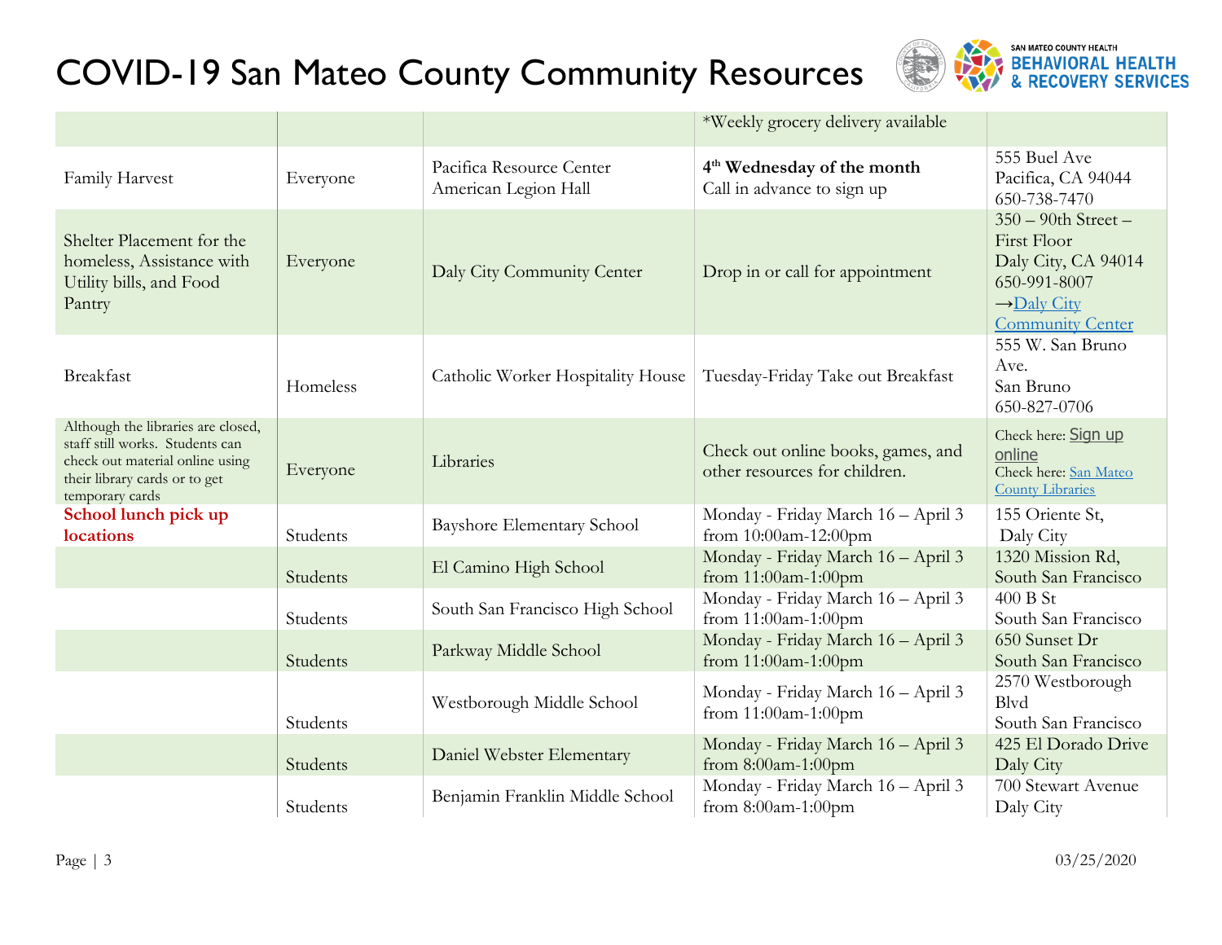# COVID-19 San Mateo County Community Resources

| | | | | |
|---|---|---|---|---|
| | | | *Weekly grocery delivery available | |
| Family Harvest | Everyone | Pacifica Resource Center American Legion Hall | **4th Wednesday of the month** Call in advance to sign up | 555 Buel Ave Pacifica, CA 94044 650-738-7470 |
| Shelter Placement for the homeless, Assistance with Utility bills, and Food Pantry | Everyone | Daly City Community Center | Drop in or call for appointment | 350 – 90th Street – First Floor Daly City, CA 94014 650-991-8007 →Daly City Community Center |
| Breakfast | Homeless | Catholic Worker Hospitality House | Tuesday-Friday Take out Breakfast | 555 W. San Bruno Ave. San Bruno 650-827-0706 |
| Although the libraries are closed, staff still works. Students can check out material online using their library cards or to get temporary cards | Everyone | Libraries | Check out online books, games, and other resources for children. | Check here: Sign up online Check here: San Mateo County Libraries |
| **School lunch pick up locations** | Students | Bayshore Elementary School | Monday - Friday March 16 – April 3 from 10:00am-12:00pm | 155 Oriente St, Daly City |
| | Students | El Camino High School | Monday - Friday March 16 – April 3 from 11:00am-1:00pm | 1320 Mission Rd, South San Francisco |
| | Students | South San Francisco High School | Monday - Friday March 16 – April 3 from 11:00am-1:00pm | 400 B St South San Francisco |
| | Students | Parkway Middle School | Monday - Friday March 16 – April 3 from 11:00am-1:00pm | 650 Sunset Dr South San Francisco |
| | Students | Westborough Middle School | Monday - Friday March 16 – April 3 from 11:00am-1:00pm | 2570 Westborough Blvd South San Francisco |
| | Students | Daniel Webster Elementary | Monday - Friday March 16 – April 3 from 8:00am-1:00pm | 425 El Dorado Drive Daly City |
| | Students | Benjamin Franklin Middle School | Monday - Friday March 16 – April 3 from 8:00am-1:00pm | 700 Stewart Avenue Daly City |

03/25/2020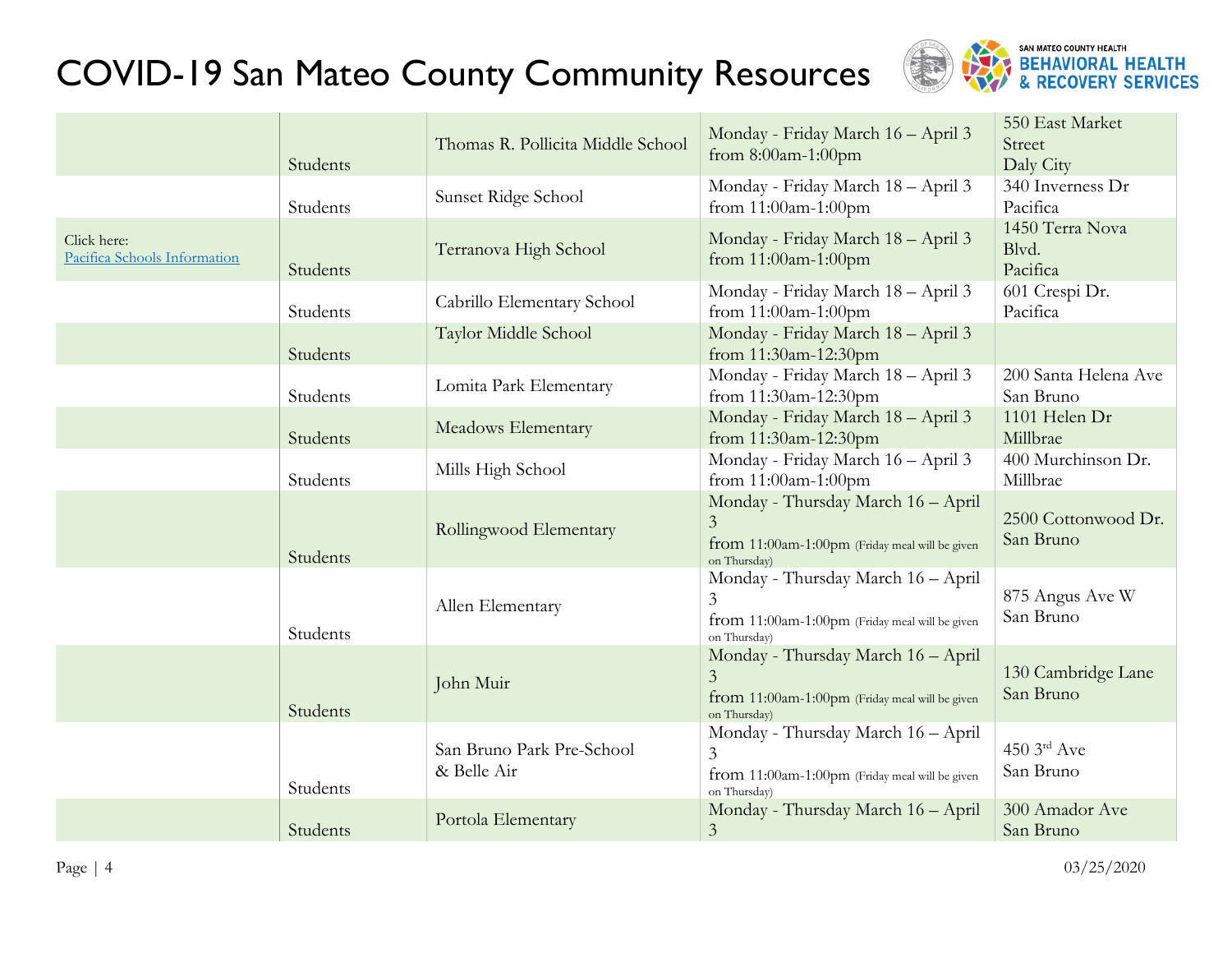# COVID-19 San Mateo County Community Resources

| | | | | |
|---|---|---|---|---|
| | Students | Thomas R. Pollicita Middle School | Monday - Friday March 16 – April 3 from 8:00am-1:00pm | 550 East Market Street Daly City |
| | Students | Sunset Ridge School | Monday - Friday March 18 – April 3 from 11:00am-1:00pm | 340 Inverness Dr Pacifica |
| Click here: [Pacifica Schools Information] | Students | Terranova High School | Monday - Friday March 18 – April 3 from 11:00am-1:00pm | 1450 Terra Nova Blvd. Pacifica |
| | Students | Cabrillo Elementary School | Monday - Friday March 18 – April 3 from 11:00am-1:00pm | 601 Crespi Dr. Pacifica |
| | Students | Taylor Middle School | Monday - Friday March 18 – April 3 from 11:30am-12:30pm | |
| | Students | Lomita Park Elementary | Monday - Friday March 18 – April 3 from 11:30am-12:30pm | 200 Santa Helena Ave San Bruno |
| | Students | Meadows Elementary | Monday - Friday March 18 – April 3 from 11:30am-12:30pm | 1101 Helen Dr Millbrae |
| | Students | Mills High School | Monday - Friday March 16 – April 3 from 11:00am-1:00pm | 400 Murchinson Dr. Millbrae |
| | Students | Rollingwood Elementary | Monday - Thursday March 16 – April 3 from 11:00am-1:00pm (Friday meal will be given on Thursday) | 2500 Cottonwood Dr. San Bruno |
| | Students | Allen Elementary | Monday - Thursday March 16 – April 3 from 11:00am-1:00pm (Friday meal will be given on Thursday) | 875 Angus Ave W San Bruno |
| | Students | John Muir | Monday - Thursday March 16 – April 3 from 11:00am-1:00pm (Friday meal will be given on Thursday) | 130 Cambridge Lane San Bruno |
| | Students | San Bruno Park Pre-School & Belle Air | Monday - Thursday March 16 – April 3 from 11:00am-1:00pm (Friday meal will be given on Thursday) | 450 3rd Ave San Bruno |
| | Students | Portola Elementary | Monday - Thursday March 16 – April 3 | 300 Amador Ave San Bruno |

03/25/2020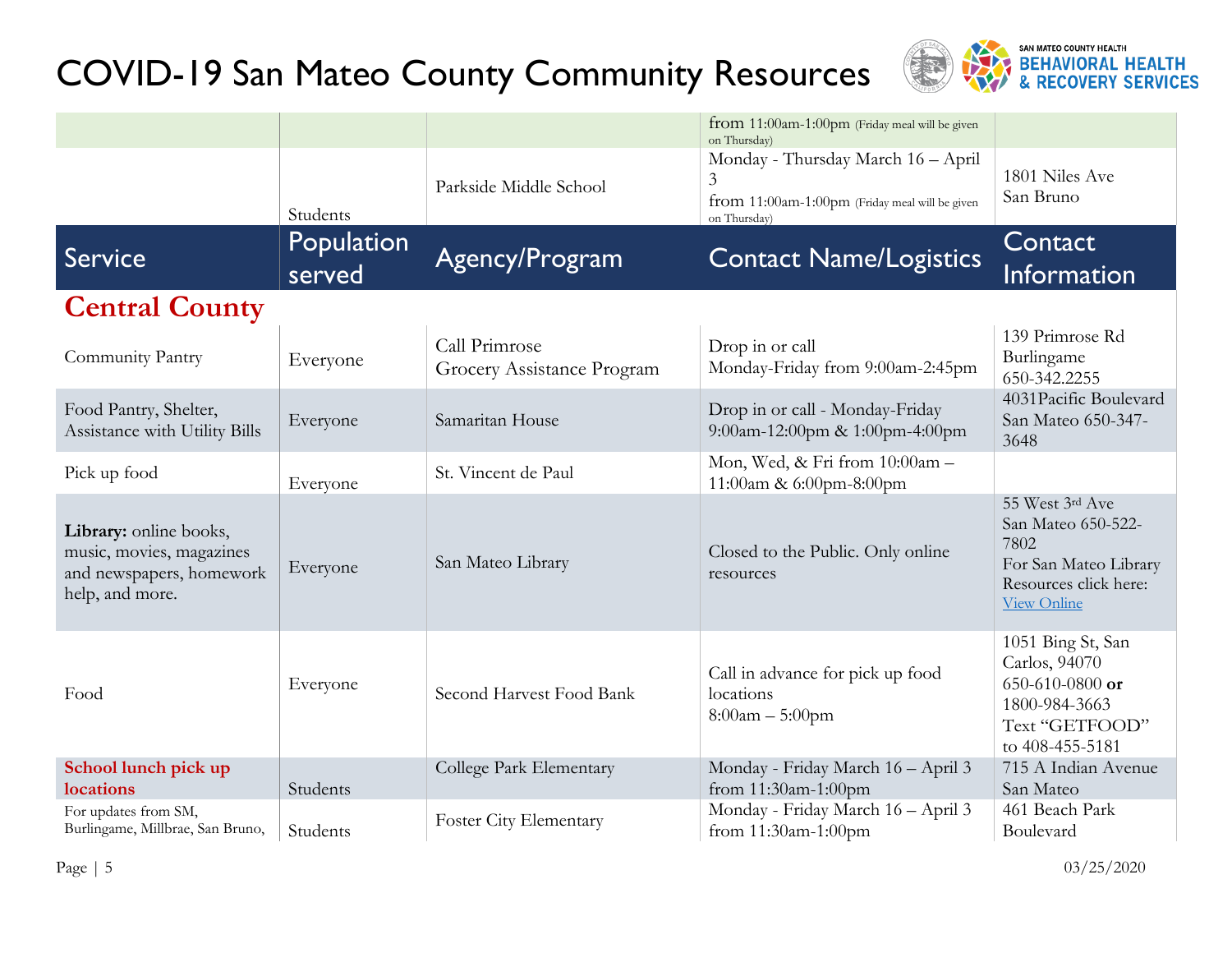# COVID-19 San Mateo County Community Resources

| | | | | |
|---|---|---|---|---|
| | | | from 11:00am-1:00pm (Friday meal will be given on Thursday) | |
| | Students | Parkside Middle School | Monday - Thursday March 16 – April 3<br>from 11:00am-1:00pm (Friday meal will be given on Thursday) | 1801 Niles Ave<br>San Bruno |

| Service | Population served | Agency/Program | Contact Name/Logistics | Contact Information |
|---|---|---|---|---|
| **Central County** | | | | |
| Community Pantry | Everyone | Call Primrose<br>Grocery Assistance Program | Drop in or call<br>Monday-Friday from 9:00am-2:45pm | 139 Primrose Rd<br>Burlingame<br>650-342.2255 |
| Food Pantry, Shelter, Assistance with Utility Bills | Everyone | Samaritan House | Drop in or call - Monday-Friday<br>9:00am-12:00pm & 1:00pm-4:00pm | 4031Pacific Boulevard<br>San Mateo 650-347-3648 |
| Pick up food | Everyone | St. Vincent de Paul | Mon, Wed, & Fri from 10:00am – 11:00am & 6:00pm-8:00pm | |
| **Library:** online books, music, movies, magazines and newspapers, homework help, and more. | Everyone | San Mateo Library | Closed to the Public. Only online resources | 55 West 3rd Ave<br>San Mateo 650-522-7802<br>For San Mateo Library Resources click here: View Online |
| Food | Everyone | Second Harvest Food Bank | Call in advance for pick up food locations<br>8:00am – 5:00pm | 1051 Bing St, San Carlos, 94070<br>650-610-0800 **or** 1800-984-3663<br>Text "GETFOOD" to 408-455-5181 |
| **School lunch pick up locations** | Students | College Park Elementary | Monday - Friday March 16 – April 3<br>from 11:30am-1:00pm | 715 A Indian Avenue<br>San Mateo |
| For updates from SM, Burlingame, Millbrae, San Bruno, | Students | Foster City Elementary | Monday - Friday March 16 – April 3<br>from 11:30am-1:00pm | 461 Beach Park Boulevard |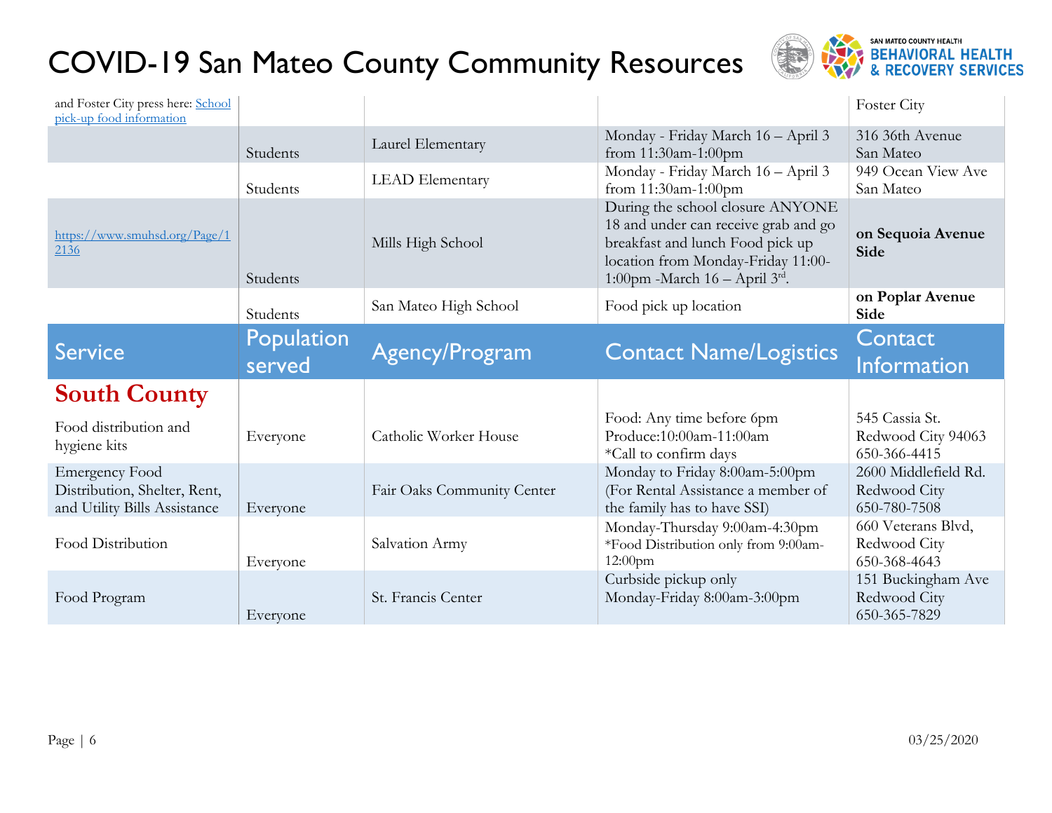# COVID-19 San Mateo County Community Resources

| | | | | |
|---|---|---|---|---|
| and Foster City press here: [School pick-up food information]() | | | | Foster City |
| | Students | Laurel Elementary | Monday - Friday March 16 – April 3 from 11:30am-1:00pm | 316 36th Avenue San Mateo |
| | Students | LEAD Elementary | Monday - Friday March 16 – April 3 from 11:30am-1:00pm | 949 Ocean View Ave San Mateo |
| https://www.smuhsd.org/Page/12136 | Students | Mills High School | During the school closure ANYONE 18 and under can receive grab and go breakfast and lunch Food pick up location from Monday-Friday 11:00-1:00pm -March 16 – April 3rd. | **on Sequoia Avenue Side** |
| | Students | San Mateo High School | Food pick up location | **on Poplar Avenue Side** |

| Service | Population served | Agency/Program | Contact Name/Logistics | Contact Information |
|---|---|---|---|---|
| **South County** | | | | |
| Food distribution and hygiene kits | Everyone | Catholic Worker House | Food: Any time before 6pm<br>Produce:10:00am-11:00am<br>*Call to confirm days | 545 Cassia St.<br>Redwood City 94063<br>650-366-4415 |
| Emergency Food Distribution, Shelter, Rent, and Utility Bills Assistance | Everyone | Fair Oaks Community Center | Monday to Friday 8:00am-5:00pm (For Rental Assistance a member of the family has to have SSI) | 2600 Middlefield Rd.<br>Redwood City<br>650-780-7508 |
| Food Distribution | Everyone | Salvation Army | Monday-Thursday 9:00am-4:30pm<br>*Food Distribution only from 9:00am-12:00pm | 660 Veterans Blvd,<br>Redwood City<br>650-368-4643 |
| Food Program | Everyone | St. Francis Center | Curbside pickup only<br>Monday-Friday 8:00am-3:00pm | 151 Buckingham Ave<br>Redwood City<br>650-365-7829 |

03/25/2020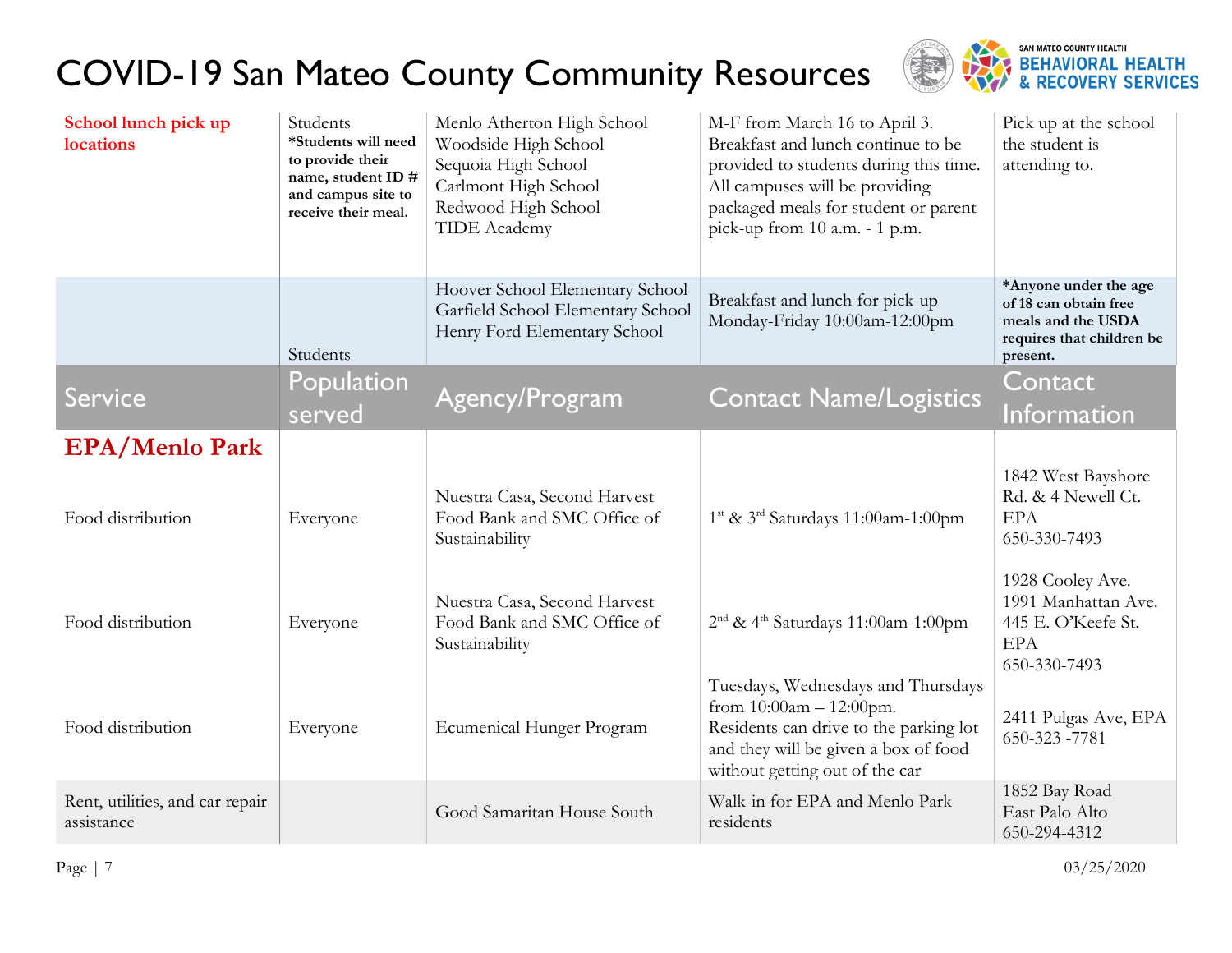# COVID-19 San Mateo County Community Resources

| | | | | |
|---|---|---|---|---|
| **School lunch pick up locations** | Students **\*Students will need to provide their name, student ID # and campus site to receive their meal.** | Menlo Atherton High School<br>Woodside High School<br>Sequoia High School<br>Carlmont High School<br>Redwood High School<br>TIDE Academy | M-F from March 16 to April 3. Breakfast and lunch continue to be provided to students during this time. All campuses will be providing packaged meals for student or parent pick-up from 10 a.m. - 1 p.m. | Pick up at the school the student is attending to. |
| | Students | Hoover School Elementary School<br>Garfield School Elementary School<br>Henry Ford Elementary School | Breakfast and lunch for pick-up Monday-Friday 10:00am-12:00pm | **\*Anyone under the age of 18 can obtain free meals and the USDA requires that children be present.** |

| Service | Population served | Agency/Program | Contact Name/Logistics | Contact Information |
|---|---|---|---|---|
| **EPA/Menlo Park** | | | | |
| Food distribution | Everyone | Nuestra Casa, Second Harvest Food Bank and SMC Office of Sustainability | 1st & 3rd Saturdays 11:00am-1:00pm | 1842 West Bayshore Rd. & 4 Newell Ct.<br>EPA<br>650-330-7493 |
| Food distribution | Everyone | Nuestra Casa, Second Harvest Food Bank and SMC Office of Sustainability | 2nd & 4th Saturdays 11:00am-1:00pm | 1928 Cooley Ave.<br>1991 Manhattan Ave.<br>445 E. O'Keefe St.<br>EPA<br>650-330-7493 |
| Food distribution | Everyone | Ecumenical Hunger Program | Tuesdays, Wednesdays and Thursdays from 10:00am – 12:00pm. Residents can drive to the parking lot and they will be given a box of food without getting out of the car | 2411 Pulgas Ave, EPA<br>650-323 -7781 |
| Rent, utilities, and car repair assistance | | Good Samaritan House South | Walk-in for EPA and Menlo Park residents | 1852 Bay Road<br>East Palo Alto<br>650-294-4312 |

03/25/2020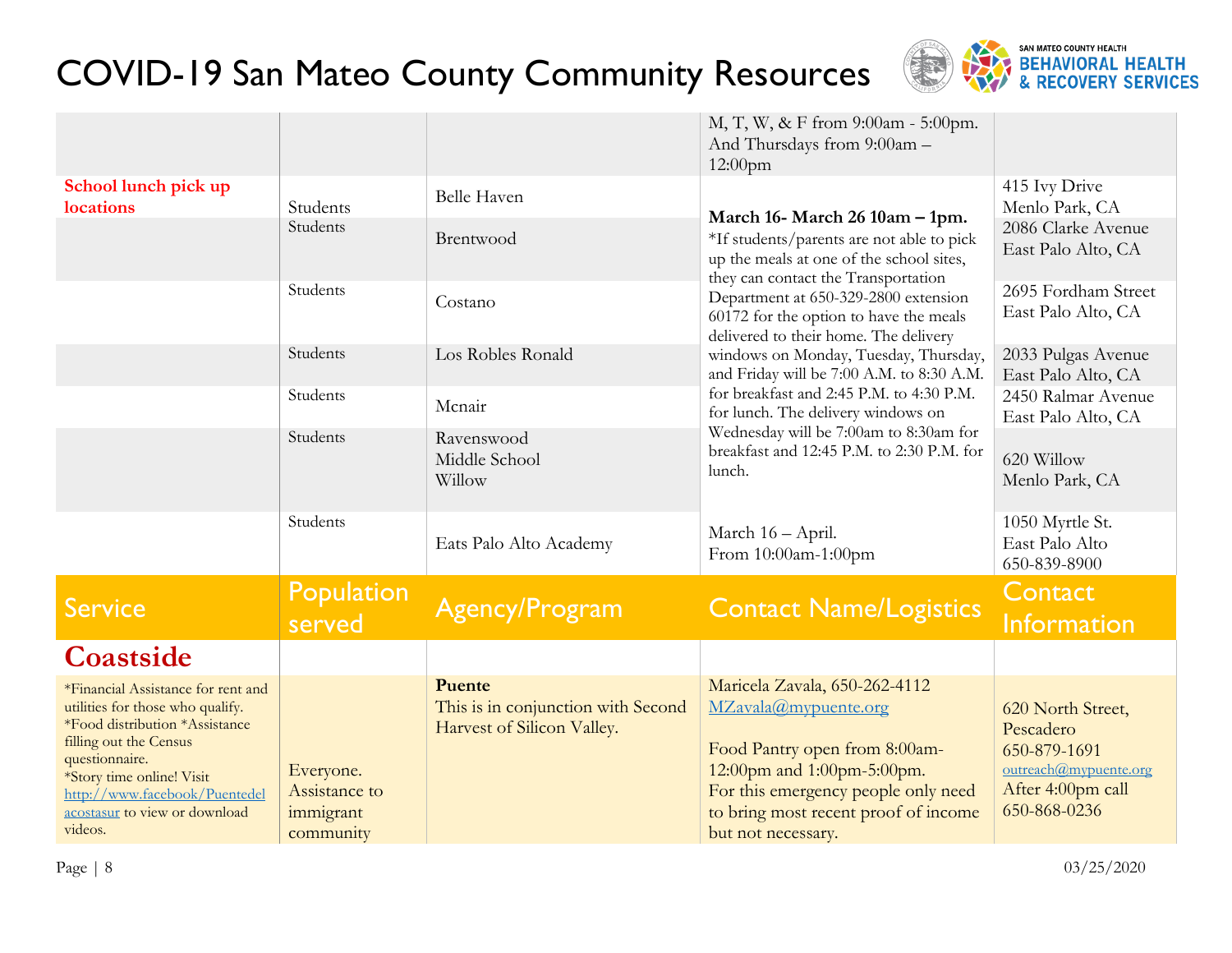# COVID-19 San Mateo County Community Resources

| | | | | |
|---|---|---|---|---|
| | | | M, T, W, & F from 9:00am - 5:00pm. And Thursdays from 9:00am – 12:00pm | |
| **School lunch pick up locations** | Students | Belle Haven | **March 16- March 26 10am – 1pm.** *If students/parents are not able to pick up the meals at one of the school sites, they can contact the Transportation Department at 650-329-2800 extension 60172 for the option to have the meals delivered to their home. The delivery windows on Monday, Tuesday, Thursday, and Friday will be 7:00 A.M. to 8:30 A.M. for breakfast and 2:45 P.M. to 4:30 P.M. for lunch. The delivery windows on Wednesday will be 7:00am to 8:30am for breakfast and 12:45 P.M. to 2:30 P.M. for lunch. | 415 Ivy Drive Menlo Park, CA |
| | Students | Brentwood | | 2086 Clarke Avenue East Palo Alto, CA |
| | Students | Costano | | 2695 Fordham Street East Palo Alto, CA |
| | Students | Los Robles Ronald | | 2033 Pulgas Avenue East Palo Alto, CA |
| | Students | Mcnair | | 2450 Ralmar Avenue East Palo Alto, CA |
| | Students | Ravenswood Middle School Willow | | 620 Willow Menlo Park, CA |
| | Students | Eats Palo Alto Academy | March 16 – April. From 10:00am-1:00pm | 1050 Myrtle St. East Palo Alto 650-839-8900 |

| Service | Population served | Agency/Program | Contact Name/Logistics | Contact Information |
|---|---|---|---|---|
| **Coastside** | | | | |
| *Financial Assistance for rent and utilities for those who qualify. *Food distribution *Assistance filling out the Census questionnaire. *Story time online! Visit http://www.facebook/Puentedelacostasur to view or download videos. | Everyone. Assistance to immigrant community | **Puente** This is in conjunction with Second Harvest of Silicon Valley. | Maricela Zavala, 650-262-4112 MZavala@mypuente.org<br><br>Food Pantry open from 8:00am-12:00pm and 1:00pm-5:00pm. For this emergency people only need to bring most recent proof of income but not necessary. | 620 North Street, Pescadero 650-879-1691 outreach@mypuente.org After 4:00pm call 650-868-0236 |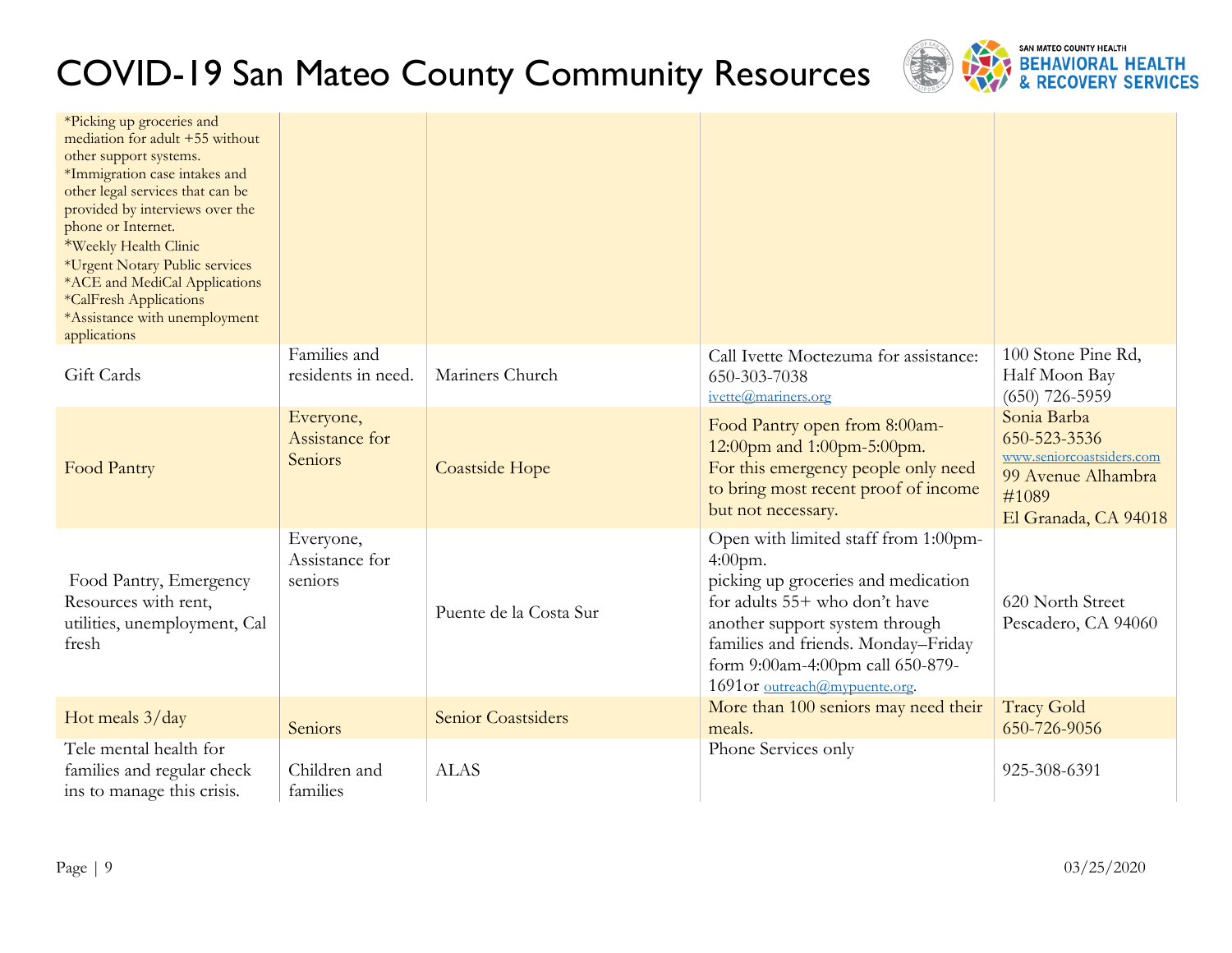# COVID-19 San Mateo County Community Resources

| | | | | |
|---|---|---|---|---|
| *Picking up groceries and mediation for adult +55 without other support systems.<br>*Immigration case intakes and other legal services that can be provided by interviews over the phone or Internet.<br>*Weekly Health Clinic<br>*Urgent Notary Public services<br>*ACE and MediCal Applications<br>*CalFresh Applications<br>*Assistance with unemployment applications | | | | |
| Gift Cards | Families and residents in need. | Mariners Church | Call Ivette Moctezuma for assistance: 650-303-7038<br>ivette@mariners.org | 100 Stone Pine Rd, Half Moon Bay<br>(650) 726-5959 |
| Food Pantry | Everyone, Assistance for Seniors | Coastside Hope | Food Pantry open from 8:00am-12:00pm and 1:00pm-5:00pm.<br>For this emergency people only need to bring most recent proof of income but not necessary. | Sonia Barba<br>650-523-3536<br>www.seniorcoastsiders.com<br>99 Avenue Alhambra #1089<br>El Granada, CA 94018 |
| Food Pantry, Emergency Resources with rent, utilities, unemployment, Cal fresh | Everyone, Assistance for seniors | Puente de la Costa Sur | Open with limited staff from 1:00pm-4:00pm.<br>picking up groceries and medication for adults 55+ who don't have another support system through families and friends. Monday–Friday form 9:00am-4:00pm call 650-879-1691or outreach@mypuente.org. | 620 North Street<br>Pescadero, CA 94060 |
| Hot meals 3/day | Seniors | Senior Coastsiders | More than 100 seniors may need their meals. | Tracy Gold<br>650-726-9056 |
| Tele mental health for families and regular check ins to manage this crisis. | Children and families | ALAS | Phone Services only | 925-308-6391 |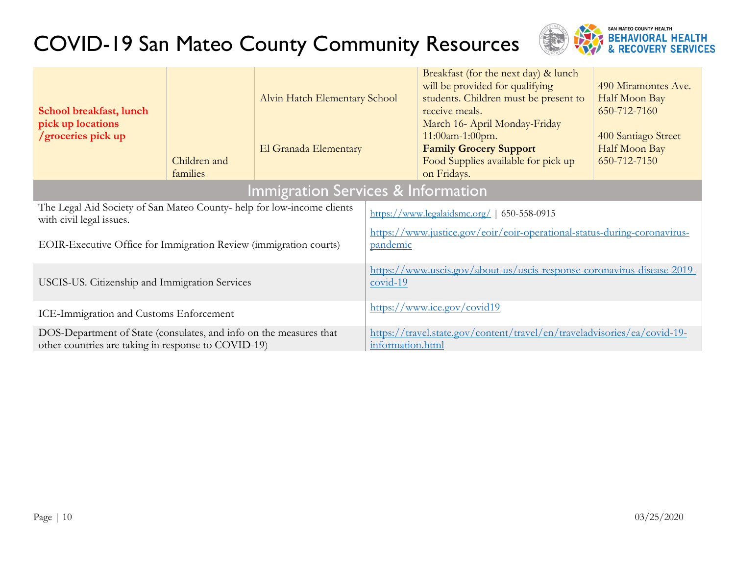# COVID-19 San Mateo County Community Resources

| | | | | |
|---|---|---|---|---|
| **School breakfast, lunch pick up locations /groceries pick up** | Children and families | Alvin Hatch Elementary School<br><br>El Granada Elementary | Breakfast (for the next day) & lunch will be provided for qualifying students. Children must be present to receive meals.<br>March 16- April Monday-Friday 11:00am-1:00pm.<br>**Family Grocery Support**<br>Food Supplies available for pick up on Fridays. | 490 Miramontes Ave.<br>Half Moon Bay<br>650-712-7160<br><br>400 Santiago Street<br>Half Moon Bay<br>650-712-7150 |

## Immigration Services & Information

| | |
|---|---|
| The Legal Aid Society of San Mateo County- help for low-income clients with civil legal issues. | https://www.legalaidsmc.org/ \| 650-558-0915 |
| EOIR-Executive Office for Immigration Review (immigration courts) | https://www.justice.gov/eoir/eoir-operational-status-during-coronavirus-pandemic |
| USCIS-US. Citizenship and Immigration Services | https://www.uscis.gov/about-us/uscis-response-coronavirus-disease-2019-covid-19 |
| ICE-Immigration and Customs Enforcement | https://www.ice.gov/covid19 |
| DOS-Department of State (consulates, and info on the measures that other countries are taking in response to COVID-19) | https://travel.state.gov/content/travel/en/traveladvisories/ea/covid-19-information.html |

03/25/2020